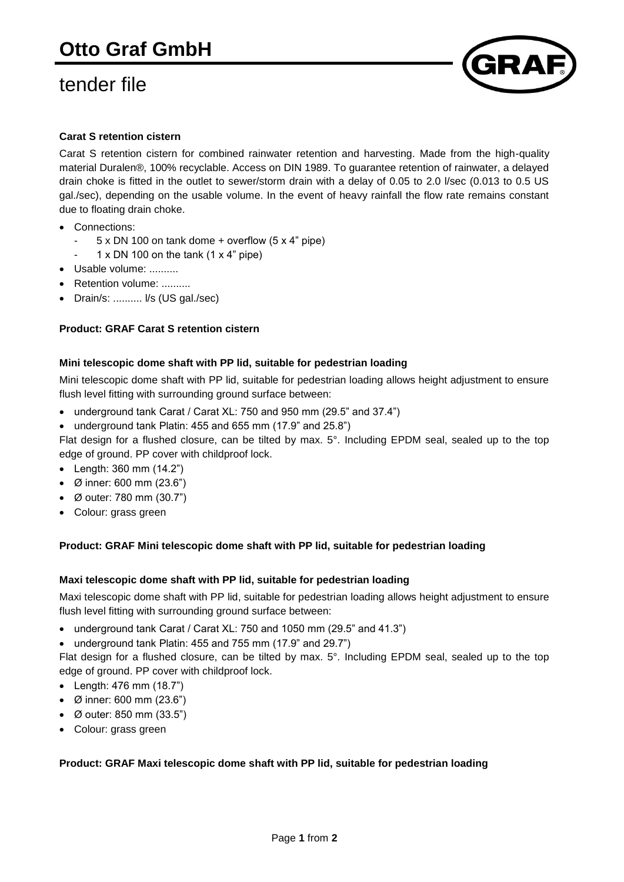# Otto Graf GmbH

# tender file

### Carat S retention cistern

Carat S retention cistern for combined rainwater retention and harvesting. Made from the high-quality material Duralen®, 100% recyclable. Access on DIN 1989. To guarantee retention of rainwater, a delayed drain choke is fitted in the outlet to sewer/storm drain with a delay of 0.05 to 2.0 l/sec (0.013 to 0.5 US gal./sec), depending on the usable volume. In the event of heavy rainfall the flow rate remains constant due to floating drain choke.

- Connections:
  - 5 x DN 100 on tank dome + overflow (5 x 4" pipe)
  - 1 x DN 100 on the tank (1 x 4" pipe)
- Usable volume: ..........
- Retention volume: ..........
- Drain/s: .......... l/s (US gal./sec)

**Product: GRAF Carat S retention cistern**

### Mini telescopic dome shaft with PP lid, suitable for pedestrian loading

Mini telescopic dome shaft with PP lid, suitable for pedestrian loading allows height adjustment to ensure flush level fitting with surrounding ground surface between:

- underground tank Carat / Carat XL: 750 and 950 mm (29.5" and 37.4")
- underground tank Platin: 455 and 655 mm (17.9" and 25.8")

Flat design for a flushed closure, can be tilted by max. 5°. Including EPDM seal, sealed up to the top edge of ground. PP cover with childproof lock.

- Length: 360 mm (14.2")
- Ø inner: 600 mm (23.6")
- Ø outer: 780 mm (30.7")
- Colour: grass green

**Product: GRAF Mini telescopic dome shaft with PP lid, suitable for pedestrian loading**

### Maxi telescopic dome shaft with PP lid, suitable for pedestrian loading

Maxi telescopic dome shaft with PP lid, suitable for pedestrian loading allows height adjustment to ensure flush level fitting with surrounding ground surface between:

- underground tank Carat / Carat XL: 750 and 1050 mm (29.5" and 41.3")
- underground tank Platin: 455 and 755 mm (17.9" and 29.7")

Flat design for a flushed closure, can be tilted by max. 5°. Including EPDM seal, sealed up to the top edge of ground. PP cover with childproof lock.

- Length: 476 mm (18.7")
- Ø inner: 600 mm (23.6")
- Ø outer: 850 mm (33.5")
- Colour: grass green

**Product: GRAF Maxi telescopic dome shaft with PP lid, suitable for pedestrian loading**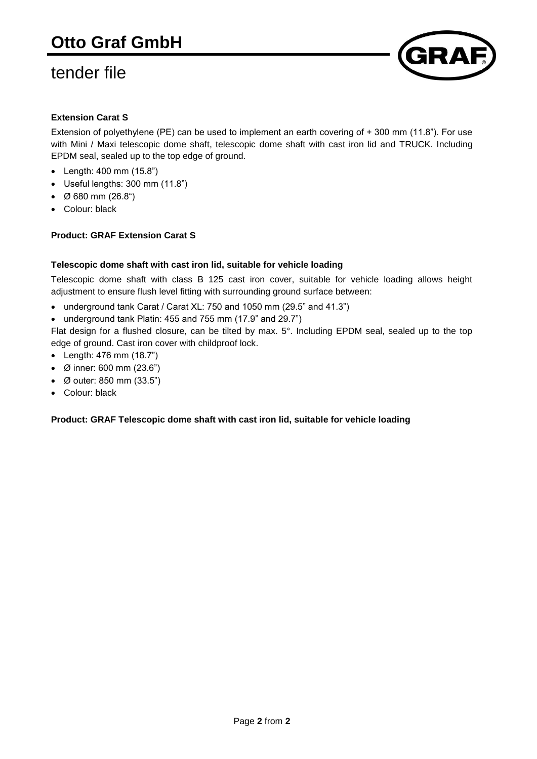### Extension Carat S

Extension of polyethylene (PE) can be used to implement an earth covering of + 300 mm (11.8"). For use with Mini / Maxi telescopic dome shaft, telescopic dome shaft with cast iron lid and TRUCK. Including EPDM seal, sealed up to the top edge of ground.

- Length: 400 mm (15.8")
- Useful lengths: 300 mm (11.8")
- Ø 680 mm (26.8")
- Colour: black

**Product: GRAF Extension Carat S**

### Telescopic dome shaft with cast iron lid, suitable for vehicle loading

Telescopic dome shaft with class B 125 cast iron cover, suitable for vehicle loading allows height adjustment to ensure flush level fitting with surrounding ground surface between:

- underground tank Carat / Carat XL: 750 and 1050 mm (29.5" and 41.3")
- underground tank Platin: 455 and 755 mm (17.9" and 29.7")

Flat design for a flushed closure, can be tilted by max. 5°. Including EPDM seal, sealed up to the top edge of ground. Cast iron cover with childproof lock.

- Length: 476 mm (18.7")
- Ø inner: 600 mm (23.6")
- Ø outer: 850 mm (33.5")
- Colour: black

**Product: GRAF Telescopic dome shaft with cast iron lid, suitable for vehicle loading**